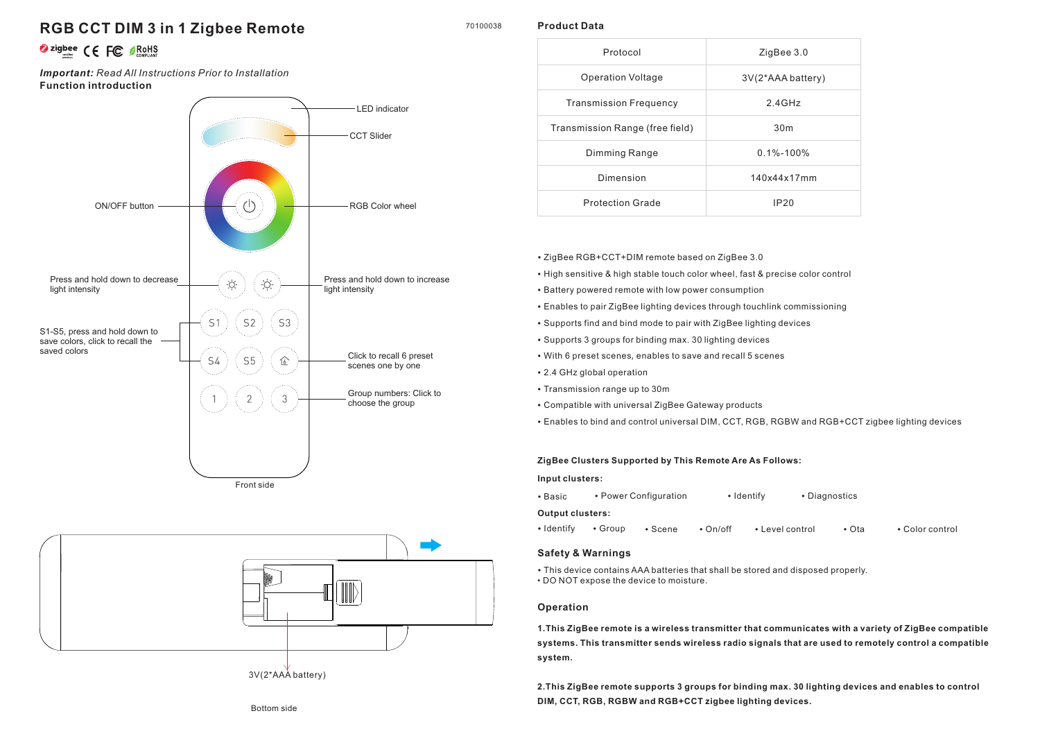# RGB CCT DIM 3 in 1 Zigbee Remote

70100038

*Important:* *Read All Instructions Prior to Installation*

**Function introduction**

- LED indicator
- CCT Slider
- ON/OFF button
- RGB Color wheel
- Press and hold down to decrease light intensity
- Press and hold down to increase light intensity
- S1-S5, press and hold down to save colors, click to recall the saved colors
- Click to recall 6 preset scenes one by one
- Group numbers: Click to choose the group

Front side

3V(2*AAA battery)

Bottom side

## Product Data

| Protocol | ZigBee 3.0 |
|---|---|
| Operation Voltage | 3V(2*AAA battery) |
| Transmission Frequency | 2.4GHz |
| Transmission Range (free field) | 30m |
| Dimming Range | 0.1%-100% |
| Dimension | 140x44x17mm |
| Protection Grade | IP20 |

- ZigBee RGB+CCT+DIM remote based on ZigBee 3.0
- High sensitive & high stable touch color wheel, fast & precise color control
- Battery powered remote with low power consumption
- Enables to pair ZigBee lighting devices through touchlink commissioning
- Supports find and bind mode to pair with ZigBee lighting devices
- Supports 3 groups for binding max. 30 lighting devices
- With 6 preset scenes, enables to save and recall 5 scenes
- 2.4 GHz global operation
- Transmission range up to 30m
- Compatible with universal ZigBee Gateway products
- Enables to bind and control universal DIM, CCT, RGB, RGBW and RGB+CCT zigbee lighting devices

**ZigBee Clusters Supported by This Remote Are As Follows:**

**Input clusters:**

- Basic
- Power Configuration
- Identify
- Diagnostics

**Output clusters:**

- Identify
- Group
- Scene
- On/off
- Level control
- Ota
- Color control

## Safety & Warnings

- This device contains AAA batteries that shall be stored and disposed properly.
- DO NOT expose the device to moisture.

## Operation

**1.This ZigBee remote is a wireless transmitter that communicates with a variety of ZigBee compatible systems. This transmitter sends wireless radio signals that are used to remotely control a compatible system.**

**2.This ZigBee remote supports 3 groups for binding max. 30 lighting devices and enables to control DIM, CCT, RGB, RGBW and RGB+CCT zigbee lighting devices.**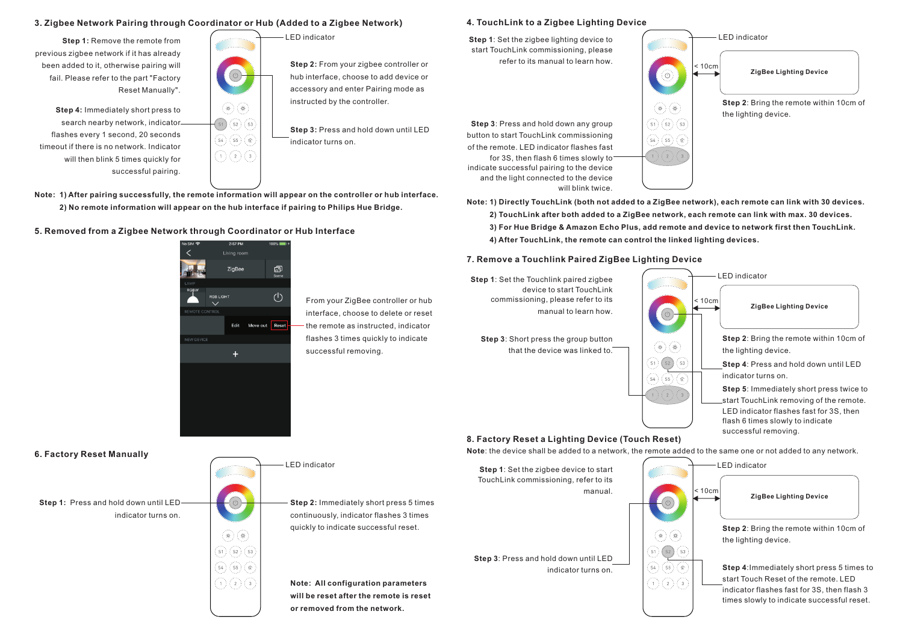## 3. Zigbee Network Pairing through Coordinator or Hub (Added to a Zigbee Network)

**Step 1:** Remove the remote from previous zigbee network if it has already been added to it, otherwise pairing will fail. Please refer to the part "Factory Reset Manually".

**Step 2:** From your zigbee controller or hub interface, choose to add device or accessory and enter Pairing mode as instructed by the controller.

**Step 3:** Press and hold down until LED indicator turns on.

**Step 4:** Immediately short press to search nearby network, indicator flashes every 1 second, 20 seconds timeout if there is no network. Indicator will then blink 5 times quickly for successful pairing.

LED indicator

**Note: 1) After pairing successfully, the remote information will appear on the controller or hub interface.**
**2) No remote information will appear on the hub interface if pairing to Philips Hue Bridge.**

## 5. Removed from a Zigbee Network through Coordinator or Hub Interface

No SIM 2:57 PM 100%
Living room
ZigBee
Scene
LAMP
RGBW
RGB LIGHT
REMOTE CONTROL
Edit Move out Reset
NEW DEVICE
+

From your ZigBee controller or hub interface, choose to delete or reset the remote as instructed, indicator flashes 3 times quickly to indicate successful removing.

## 6. Factory Reset Manually

LED indicator

**Step 1:** Press and hold down until LED indicator turns on.

**Step 2:** Immediately short press 5 times continuously, indicator flashes 3 times quickly to indicate successful reset.

**Note: All configuration parameters will be reset after the remote is reset or removed from the network.**

## 4. TouchLink to a Zigbee Lighting Device

**Step 1**: Set the zigbee lighting device to start TouchLink commissioning, please refer to its manual to learn how.

LED indicator

< 10cm

ZigBee Lighting Device

**Step 2**: Bring the remote within 10cm of the lighting device.

**Step 3**: Press and hold down any group button to start TouchLink commissioning of the remote. LED indicator flashes fast for 3S, then flash 6 times slowly to indicate successful pairing to the device and the light connected to the device will blink twice.

**Note: 1) Directly TouchLink (both not added to a ZigBee network), each remote can link with 30 devices.**
**2) TouchLink after both added to a ZigBee network, each remote can link with max. 30 devices.**
**3) For Hue Bridge & Amazon Echo Plus, add remote and device to network first then TouchLink.**
**4) After TouchLink, the remote can control the linked lighting devices.**

## 7. Remove a Touchlink Paired ZigBee Lighting Device

**Step 1**: Set the Touchlink paired zigbee device to start TouchLink commissioning, please refer to its manual to learn how.

LED indicator

< 10cm

ZigBee Lighting Device

**Step 2**: Bring the remote within 10cm of the lighting device.

**Step 3**: Short press the group button that the device was linked to.

**Step 4**: Press and hold down until LED indicator turns on.

**Step 5**: Immediately short press twice to start TouchLink removing of the remote. LED indicator flashes fast for 3S, then flash 6 times slowly to indicate successful removing.

## 8. Factory Reset a Lighting Device (Touch Reset)

**Note**: the device shall be added to a network, the remote added to the same one or not added to any network.

**Step 1**: Set the zigbee device to start TouchLink commissioning, refer to its manual.

LED indicator

< 10cm

ZigBee Lighting Device

**Step 2**: Bring the remote within 10cm of the lighting device.

**Step 3**: Press and hold down until LED indicator turns on.

**Step 4**: Immediately short press 5 times to start Touch Reset of the remote. LED indicator flashes fast for 3S, then flash 3 times slowly to indicate successful reset.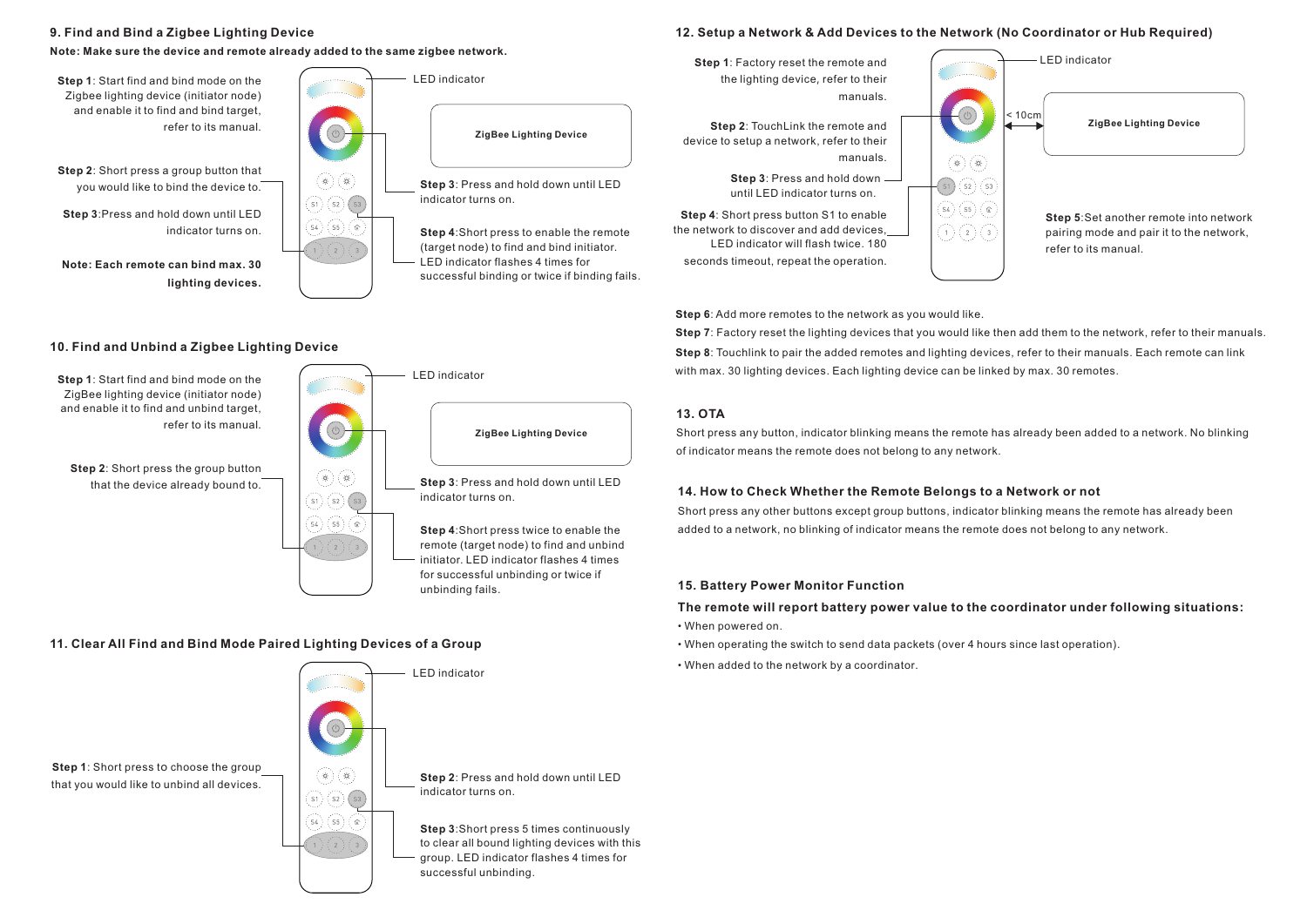## 9. Find and Bind a Zigbee Lighting Device

**Note: Make sure the device and remote already added to the same zigbee network.**

**Step 1**: Start find and bind mode on the Zigbee lighting device (initiator node) and enable it to find and bind target, refer to its manual.

**Step 2**: Short press a group button that you would like to bind the device to.

**Step 3**: Press and hold down until LED indicator turns on.

**Step 3**: Press and hold down until LED indicator turns on.

**Step 4**: Short press to enable the remote (target node) to find and bind initiator. LED indicator flashes 4 times for successful binding or twice if binding fails.

**Note: Each remote can bind max. 30 lighting devices.**

LED indicator

ZigBee Lighting Device

## 10. Find and Unbind a Zigbee Lighting Device

**Step 1**: Start find and bind mode on the ZigBee lighting device (initiator node) and enable it to find and unbind target, refer to its manual.

**Step 2**: Short press the group button that the device already bound to.

**Step 3**: Press and hold down until LED indicator turns on.

**Step 4**: Short press twice to enable the remote (target node) to find and unbind initiator. LED indicator flashes 4 times for successful unbinding or twice if unbinding fails.

LED indicator

ZigBee Lighting Device

## 11. Clear All Find and Bind Mode Paired Lighting Devices of a Group

**Step 1**: Short press to choose the group that you would like to unbind all devices.

**Step 2**: Press and hold down until LED indicator turns on.

**Step 3**: Short press 5 times continuously to clear all bound lighting devices with this group. LED indicator flashes 4 times for successful unbinding.

LED indicator

## 12. Setup a Network & Add Devices to the Network (No Coordinator or Hub Required)

**Step 1**: Factory reset the remote and the lighting device, refer to their manuals.

**Step 2**: TouchLink the remote and device to setup a network, refer to their manuals.

**Step 3**: Press and hold down until LED indicator turns on.

**Step 4**: Short press button S1 to enable the network to discover and add devices, LED indicator will flash twice. 180 seconds timeout, repeat the operation.

**Step 5**: Set another remote into network pairing mode and pair it to the network, refer to its manual.

LED indicator

< 10cm

ZigBee Lighting Device

**Step 6**: Add more remotes to the network as you would like.

**Step 7**: Factory reset the lighting devices that you would like then add them to the network, refer to their manuals.

**Step 8**: Touchlink to pair the added remotes and lighting devices, refer to their manuals. Each remote can link with max. 30 lighting devices. Each lighting device can be linked by max. 30 remotes.

## 13. OTA

Short press any button, indicator blinking means the remote has already been added to a network. No blinking of indicator means the remote does not belong to any network.

## 14. How to Check Whether the Remote Belongs to a Network or not

Short press any other buttons except group buttons, indicator blinking means the remote has already been added to a network, no blinking of indicator means the remote does not belong to any network.

## 15. Battery Power Monitor Function

**The remote will report battery power value to the coordinator under following situations:**

- When powered on.
- When operating the switch to send data packets (over 4 hours since last operation).
- When added to the network by a coordinator.